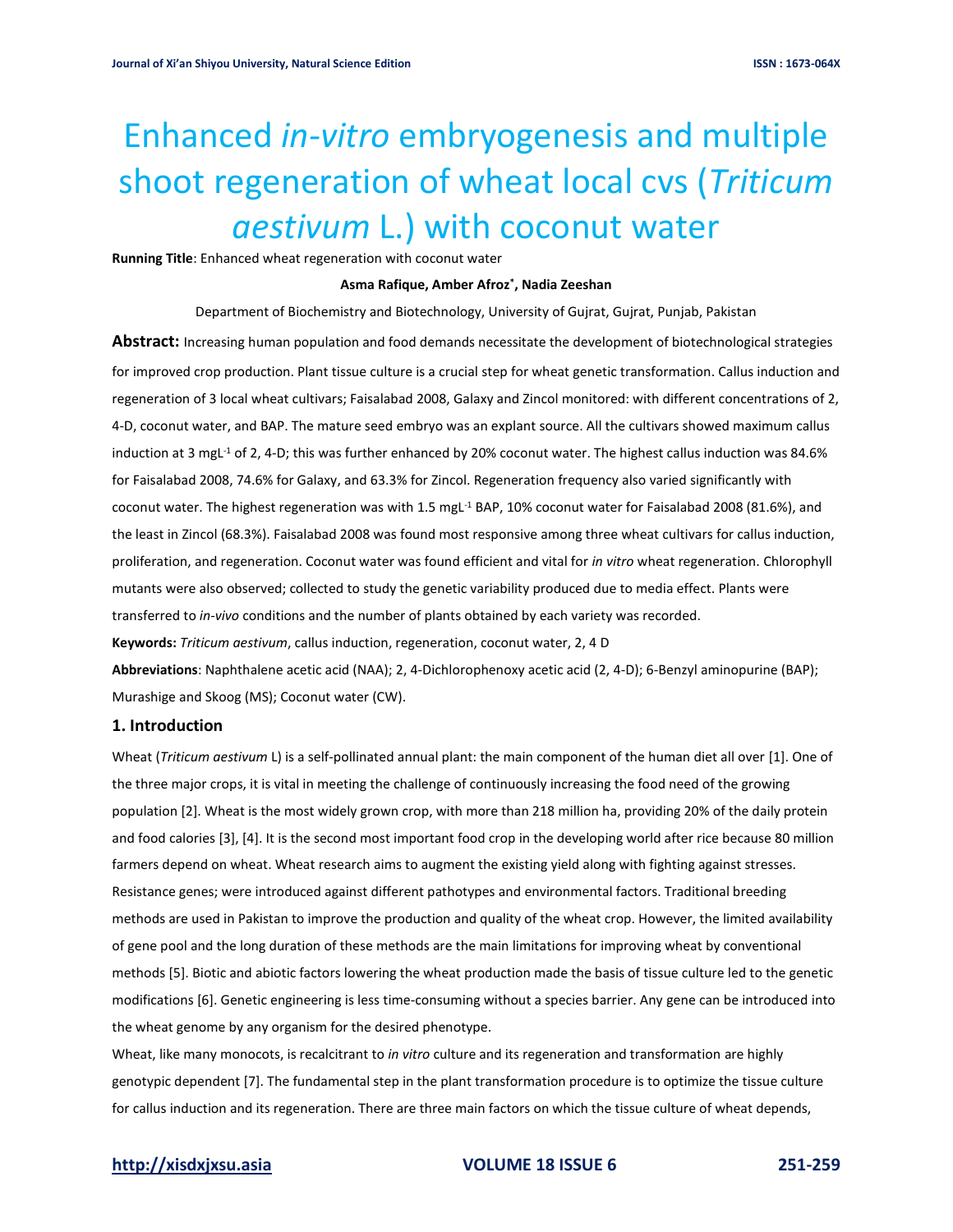# Enhanced *in-vitro* embryogenesis and multiple shoot regeneration of wheat local cvs (*Triticum aestivum* L.) with coconut water

**Running Title**: Enhanced wheat regeneration with coconut water

**Asma Rafique, Amber Afroz*, Nadia Zeeshan**

Department of Biochemistry and Biotechnology, University of Gujrat, Gujrat, Punjab, Pakistan

**Abstract:** Increasing human population and food demands necessitate the development of biotechnological strategies for improved crop production. Plant tissue culture is a crucial step for wheat genetic transformation. Callus induction and regeneration of 3 local wheat cultivars; Faisalabad 2008, Galaxy and Zincol monitored: with different concentrations of 2, 4-D, coconut water, and BAP. The mature seed embryo was an explant source. All the cultivars showed maximum callus induction at 3 mgL$^{-1}$ of 2, 4-D; this was further enhanced by 20% coconut water. The highest callus induction was 84.6% for Faisalabad 2008, 74.6% for Galaxy, and 63.3% for Zincol. Regeneration frequency also varied significantly with coconut water. The highest regeneration was with 1.5 mgL$^{-1}$ BAP, 10% coconut water for Faisalabad 2008 (81.6%), and the least in Zincol (68.3%). Faisalabad 2008 was found most responsive among three wheat cultivars for callus induction, proliferation, and regeneration. Coconut water was found efficient and vital for *in vitro* wheat regeneration. Chlorophyll mutants were also observed; collected to study the genetic variability produced due to media effect. Plants were transferred to *in-vivo* conditions and the number of plants obtained by each variety was recorded.

**Keywords:** *Triticum aestivum*, callus induction, regeneration, coconut water, 2, 4 D

**Abbreviations**: Naphthalene acetic acid (NAA); 2, 4-Dichlorophenoxy acetic acid (2, 4-D); 6-Benzyl aminopurine (BAP); Murashige and Skoog (MS); Coconut water (CW).

## 1. Introduction

Wheat (*Triticum aestivum* L) is a self-pollinated annual plant: the main component of the human diet all over [1]. One of the three major crops, it is vital in meeting the challenge of continuously increasing the food need of the growing population [2]. Wheat is the most widely grown crop, with more than 218 million ha, providing 20% of the daily protein and food calories [3], [4]. It is the second most important food crop in the developing world after rice because 80 million farmers depend on wheat. Wheat research aims to augment the existing yield along with fighting against stresses. Resistance genes; were introduced against different pathotypes and environmental factors. Traditional breeding methods are used in Pakistan to improve the production and quality of the wheat crop. However, the limited availability of gene pool and the long duration of these methods are the main limitations for improving wheat by conventional methods [5]. Biotic and abiotic factors lowering the wheat production made the basis of tissue culture led to the genetic modifications [6]. Genetic engineering is less time-consuming without a species barrier. Any gene can be introduced into the wheat genome by any organism for the desired phenotype.

Wheat, like many monocots, is recalcitrant to *in vitro* culture and its regeneration and transformation are highly genotypic dependent [7]. The fundamental step in the plant transformation procedure is to optimize the tissue culture for callus induction and its regeneration. There are three main factors on which the tissue culture of wheat depends,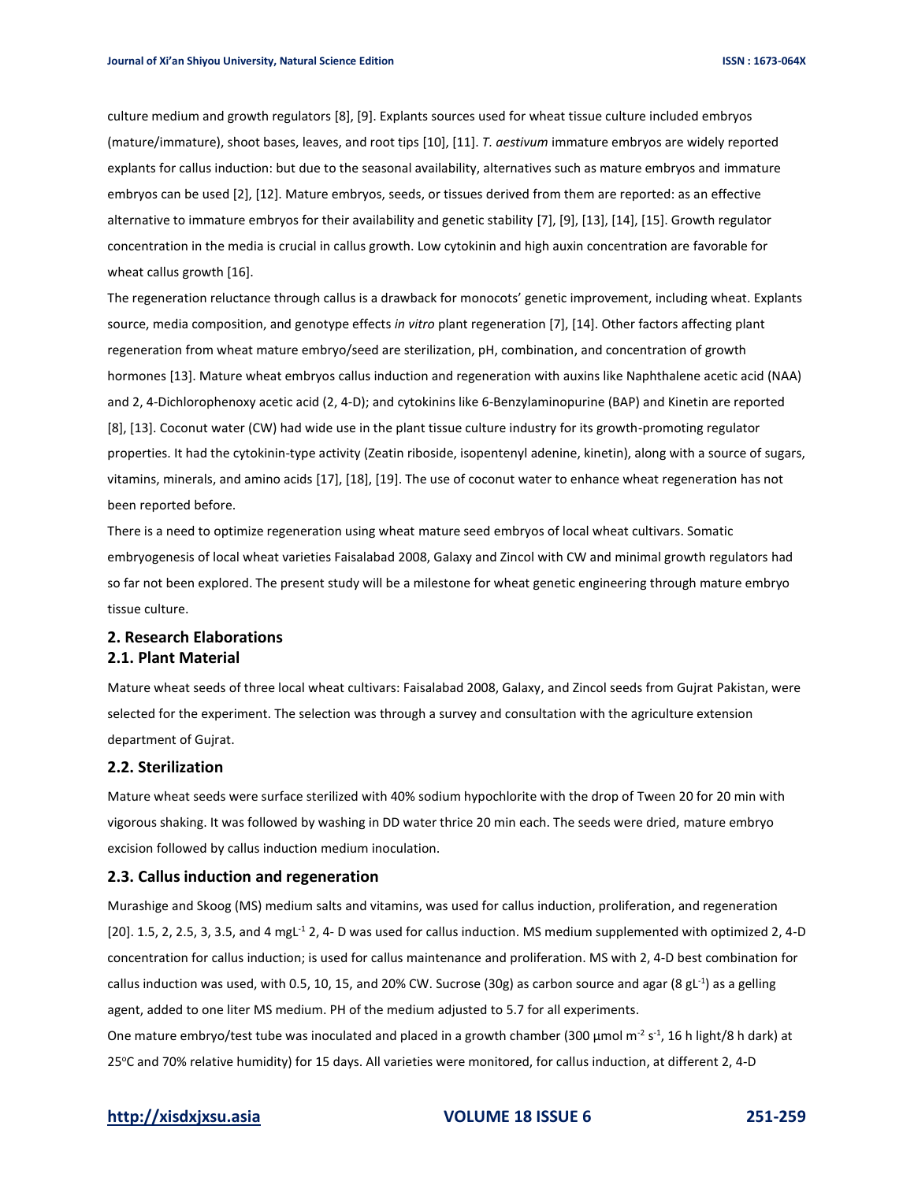culture medium and growth regulators [8], [9]. Explants sources used for wheat tissue culture included embryos (mature/immature), shoot bases, leaves, and root tips [10], [11]. *T. aestivum* immature embryos are widely reported explants for callus induction: but due to the seasonal availability, alternatives such as mature embryos and immature embryos can be used [2], [12]. Mature embryos, seeds, or tissues derived from them are reported: as an effective alternative to immature embryos for their availability and genetic stability [7], [9], [13], [14], [15]. Growth regulator concentration in the media is crucial in callus growth. Low cytokinin and high auxin concentration are favorable for wheat callus growth [16].

The regeneration reluctance through callus is a drawback for monocots' genetic improvement, including wheat. Explants source, media composition, and genotype effects *in vitro* plant regeneration [7], [14]. Other factors affecting plant regeneration from wheat mature embryo/seed are sterilization, pH, combination, and concentration of growth hormones [13]. Mature wheat embryos callus induction and regeneration with auxins like Naphthalene acetic acid (NAA) and 2, 4-Dichlorophenoxy acetic acid (2, 4-D); and cytokinins like 6-Benzylaminopurine (BAP) and Kinetin are reported [8], [13]. Coconut water (CW) had wide use in the plant tissue culture industry for its growth-promoting regulator properties. It had the cytokinin-type activity (Zeatin riboside, isopentenyl adenine, kinetin), along with a source of sugars, vitamins, minerals, and amino acids [17], [18], [19]. The use of coconut water to enhance wheat regeneration has not been reported before.

There is a need to optimize regeneration using wheat mature seed embryos of local wheat cultivars. Somatic embryogenesis of local wheat varieties Faisalabad 2008, Galaxy and Zincol with CW and minimal growth regulators had so far not been explored. The present study will be a milestone for wheat genetic engineering through mature embryo tissue culture.

## 2. Research Elaborations

### 2.1. Plant Material

Mature wheat seeds of three local wheat cultivars: Faisalabad 2008, Galaxy, and Zincol seeds from Gujrat Pakistan, were selected for the experiment. The selection was through a survey and consultation with the agriculture extension department of Gujrat.

### 2.2. Sterilization

Mature wheat seeds were surface sterilized with 40% sodium hypochlorite with the drop of Tween 20 for 20 min with vigorous shaking. It was followed by washing in DD water thrice 20 min each. The seeds were dried, mature embryo excision followed by callus induction medium inoculation.

### 2.3. Callus induction and regeneration

Murashige and Skoog (MS) medium salts and vitamins, was used for callus induction, proliferation, and regeneration [20]. 1.5, 2, 2.5, 3, 3.5, and 4 $mgL^{-1}$ 2, 4- D was used for callus induction. MS medium supplemented with optimized 2, 4-D concentration for callus induction; is used for callus maintenance and proliferation. MS with 2, 4-D best combination for callus induction was used, with 0.5, 10, 15, and 20% CW. Sucrose (30g) as carbon source and agar (8 $gL^{-1}$) as a gelling agent, added to one liter MS medium. PH of the medium adjusted to 5.7 for all experiments.

One mature embryo/test tube was inoculated and placed in a growth chamber (300 $\mu mol\ m^{-2}\ s^{-1}$, 16 h light/8 h dark) at $25^{o}C$ and 70% relative humidity) for 15 days. All varieties were monitored, for callus induction, at different 2, 4-D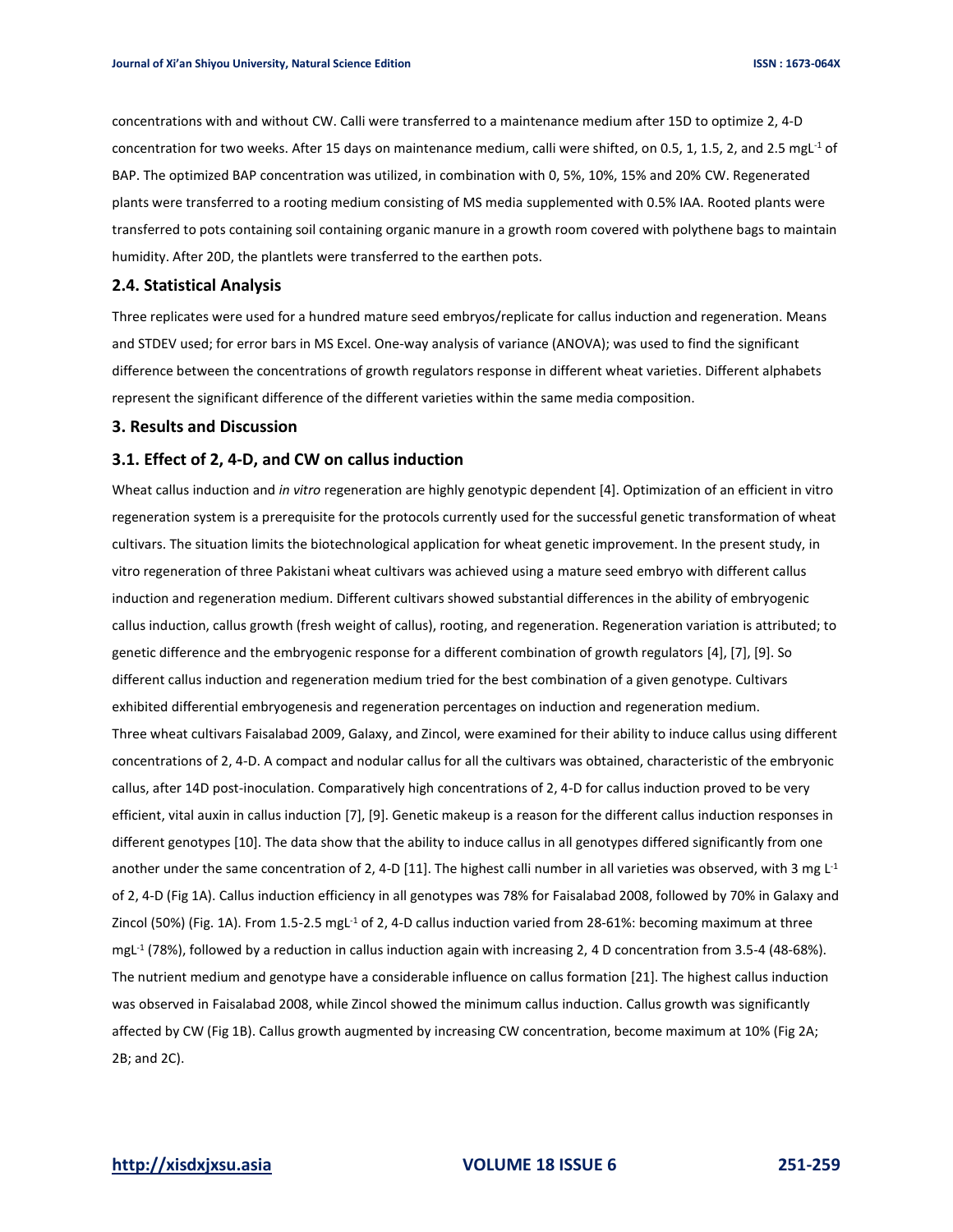concentrations with and without CW. Calli were transferred to a maintenance medium after 15D to optimize 2, 4-D concentration for two weeks. After 15 days on maintenance medium, calli were shifted, on 0.5, 1, 1.5, 2, and 2.5 mgL$^{-1}$ of BAP. The optimized BAP concentration was utilized, in combination with 0, 5%, 10%, 15% and 20% CW. Regenerated plants were transferred to a rooting medium consisting of MS media supplemented with 0.5% IAA. Rooted plants were transferred to pots containing soil containing organic manure in a growth room covered with polythene bags to maintain humidity. After 20D, the plantlets were transferred to the earthen pots.

### 2.4. Statistical Analysis

Three replicates were used for a hundred mature seed embryos/replicate for callus induction and regeneration. Means and STDEV used; for error bars in MS Excel. One-way analysis of variance (ANOVA); was used to find the significant difference between the concentrations of growth regulators response in different wheat varieties. Different alphabets represent the significant difference of the different varieties within the same media composition.

## 3. Results and Discussion

### 3.1. Effect of 2, 4-D, and CW on callus induction

Wheat callus induction and *in vitro* regeneration are highly genotypic dependent [4]. Optimization of an efficient in vitro regeneration system is a prerequisite for the protocols currently used for the successful genetic transformation of wheat cultivars. The situation limits the biotechnological application for wheat genetic improvement. In the present study, in vitro regeneration of three Pakistani wheat cultivars was achieved using a mature seed embryo with different callus induction and regeneration medium. Different cultivars showed substantial differences in the ability of embryogenic callus induction, callus growth (fresh weight of callus), rooting, and regeneration. Regeneration variation is attributed; to genetic difference and the embryogenic response for a different combination of growth regulators [4], [7], [9]. So different callus induction and regeneration medium tried for the best combination of a given genotype. Cultivars exhibited differential embryogenesis and regeneration percentages on induction and regeneration medium.

Three wheat cultivars Faisalabad 2009, Galaxy, and Zincol, were examined for their ability to induce callus using different concentrations of 2, 4-D. A compact and nodular callus for all the cultivars was obtained, characteristic of the embryonic callus, after 14D post-inoculation. Comparatively high concentrations of 2, 4-D for callus induction proved to be very efficient, vital auxin in callus induction [7], [9]. Genetic makeup is a reason for the different callus induction responses in different genotypes [10]. The data show that the ability to induce callus in all genotypes differed significantly from one another under the same concentration of 2, 4-D [11]. The highest calli number in all varieties was observed, with 3 mg L$^{-1}$ of 2, 4-D (Fig 1A). Callus induction efficiency in all genotypes was 78% for Faisalabad 2008, followed by 70% in Galaxy and Zincol (50%) (Fig. 1A). From 1.5-2.5 mgL$^{-1}$ of 2, 4-D callus induction varied from 28-61%: becoming maximum at three mgL$^{-1}$ (78%), followed by a reduction in callus induction again with increasing 2, 4 D concentration from 3.5-4 (48-68%). The nutrient medium and genotype have a considerable influence on callus formation [21]. The highest callus induction was observed in Faisalabad 2008, while Zincol showed the minimum callus induction. Callus growth was significantly affected by CW (Fig 1B). Callus growth augmented by increasing CW concentration, become maximum at 10% (Fig 2A; 2B; and 2C).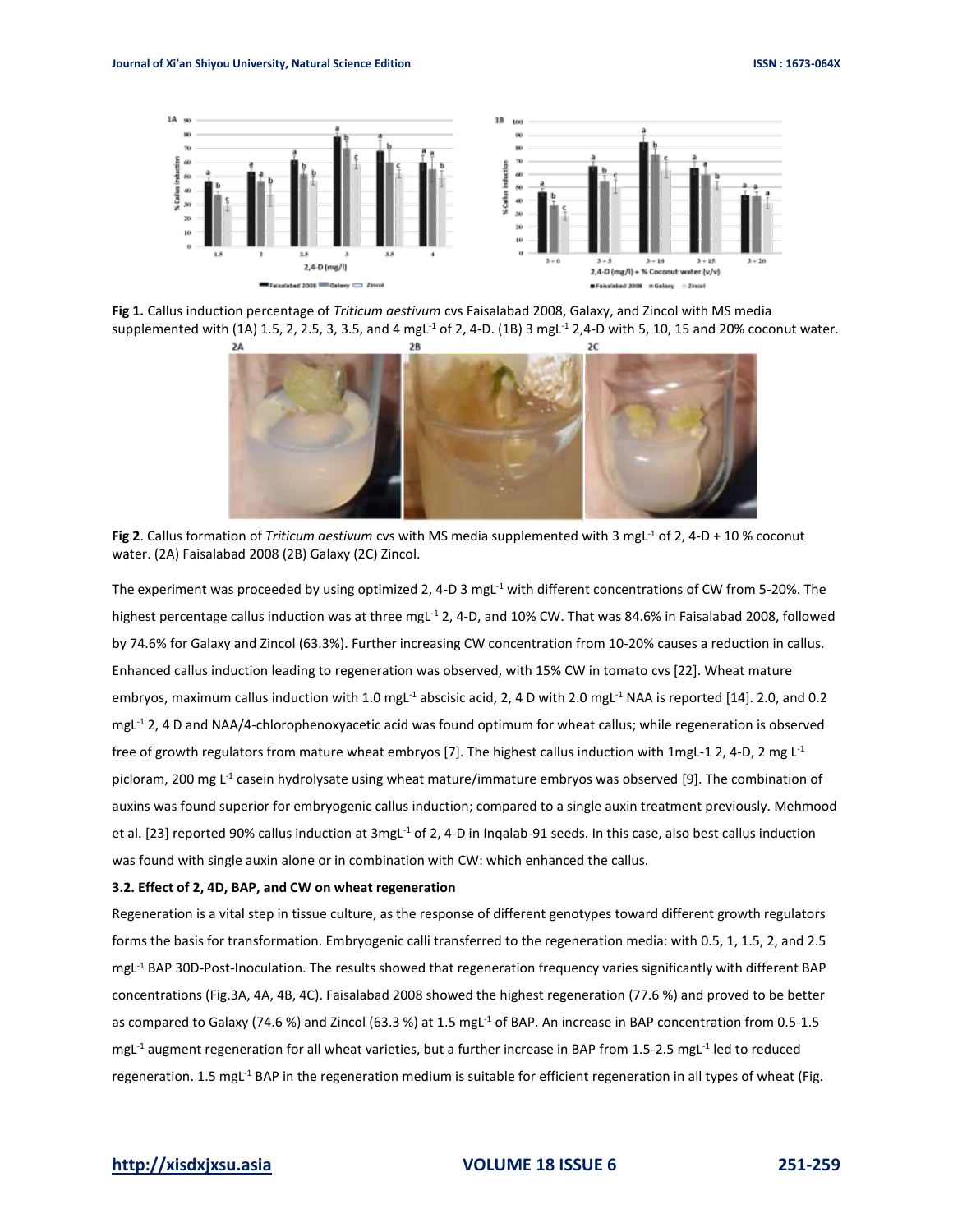**Fig 1.** Callus induction percentage of *Triticum aestivum* cvs Faisalabad 2008, Galaxy, and Zincol with MS media supplemented with (1A) 1.5, 2, 2.5, 3, 3.5, and 4 mgL$^{-1}$ of 2, 4-D. (1B) 3 mgL$^{-1}$ 2,4-D with 5, 10, 15 and 20% coconut water.

**Fig 2**. Callus formation of *Triticum aestivum* cvs with MS media supplemented with 3 mgL$^{-1}$ of 2, 4-D + 10 % coconut water. (2A) Faisalabad 2008 (2B) Galaxy (2C) Zincol.

The experiment was proceeded by using optimized 2, 4-D 3 mgL$^{-1}$ with different concentrations of CW from 5-20%. The highest percentage callus induction was at three mgL$^{-1}$ 2, 4-D, and 10% CW. That was 84.6% in Faisalabad 2008, followed by 74.6% for Galaxy and Zincol (63.3%). Further increasing CW concentration from 10-20% causes a reduction in callus. Enhanced callus induction leading to regeneration was observed, with 15% CW in tomato cvs [22]. Wheat mature embryos, maximum callus induction with 1.0 mgL$^{-1}$ abscisic acid, 2, 4 D with 2.0 mgL$^{-1}$ NAA is reported [14]. 2.0, and 0.2 mgL$^{-1}$ 2, 4 D and NAA/4-chlorophenoxyacetic acid was found optimum for wheat callus; while regeneration is observed free of growth regulators from mature wheat embryos [7]. The highest callus induction with 1mgL-1 2, 4-D, 2 mg L$^{-1}$ picloram, 200 mg L$^{-1}$ casein hydrolysate using wheat mature/immature embryos was observed [9]. The combination of auxins was found superior for embryogenic callus induction; compared to a single auxin treatment previously. Mehmood et al. [23] reported 90% callus induction at 3mgL$^{-1}$ of 2, 4-D in Inqalab-91 seeds. In this case, also best callus induction was found with single auxin alone or in combination with CW: which enhanced the callus.

### 3.2. Effect of 2, 4D, BAP, and CW on wheat regeneration

Regeneration is a vital step in tissue culture, as the response of different genotypes toward different growth regulators forms the basis for transformation. Embryogenic calli transferred to the regeneration media: with 0.5, 1, 1.5, 2, and 2.5 mgL$^{-1}$ BAP 30D-Post-Inoculation. The results showed that regeneration frequency varies significantly with different BAP concentrations (Fig.3A, 4A, 4B, 4C). Faisalabad 2008 showed the highest regeneration (77.6 %) and proved to be better as compared to Galaxy (74.6 %) and Zincol (63.3 %) at 1.5 mgL$^{-1}$ of BAP. An increase in BAP concentration from 0.5-1.5 mgL$^{-1}$ augment regeneration for all wheat varieties, but a further increase in BAP from 1.5-2.5 mgL$^{-1}$ led to reduced regeneration. 1.5 mgL$^{-1}$ BAP in the regeneration medium is suitable for efficient regeneration in all types of wheat (Fig.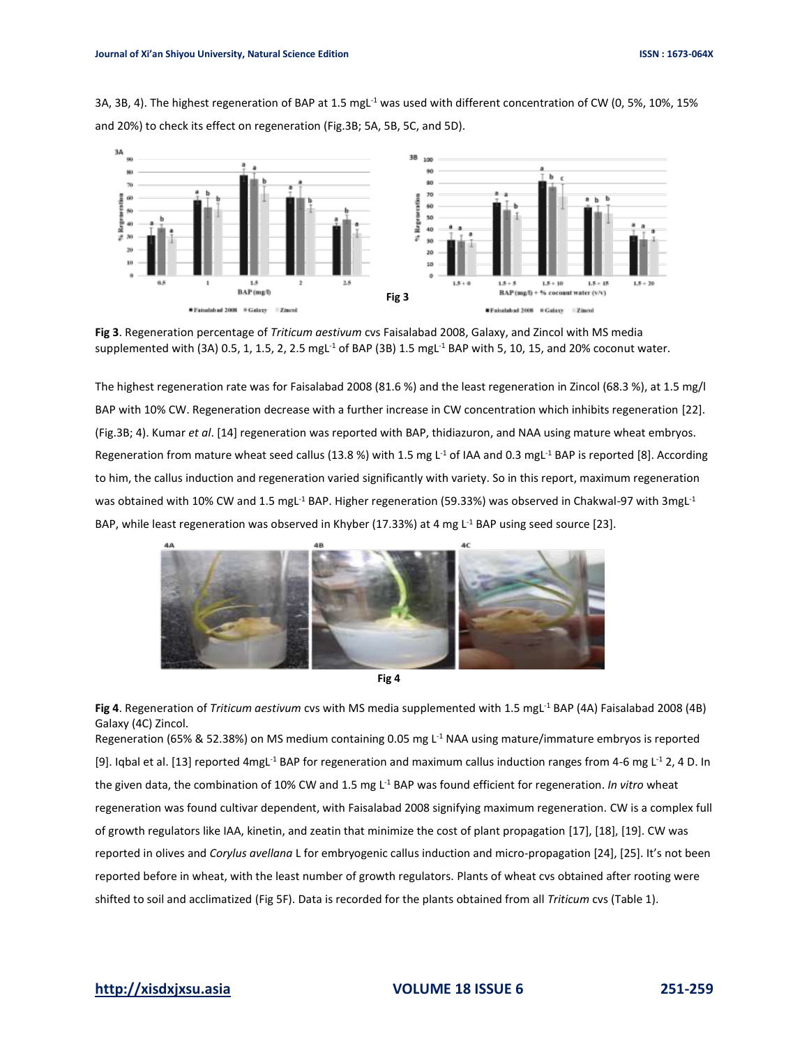3A, 3B, 4). The highest regeneration of BAP at 1.5 mgL$^{-1}$ was used with different concentration of CW (0, 5%, 10%, 15% and 20%) to check its effect on regeneration (Fig.3B; 5A, 5B, 5C, and 5D).

**Fig 3**. Regeneration percentage of *Triticum aestivum* cvs Faisalabad 2008, Galaxy, and Zincol with MS media supplemented with (3A) 0.5, 1, 1.5, 2, 2.5 mgL$^{-1}$ of BAP (3B) 1.5 mgL$^{-1}$ BAP with 5, 10, 15, and 20% coconut water.

The highest regeneration rate was for Faisalabad 2008 (81.6 %) and the least regeneration in Zincol (68.3 %), at 1.5 mg/l BAP with 10% CW. Regeneration decrease with a further increase in CW concentration which inhibits regeneration [22]. (Fig.3B; 4). Kumar *et al*. [14] regeneration was reported with BAP, thidiazuron, and NAA using mature wheat embryos. Regeneration from mature wheat seed callus (13.8 %) with 1.5 mg L$^{-1}$ of IAA and 0.3 mgL$^{-1}$ BAP is reported [8]. According to him, the callus induction and regeneration varied significantly with variety. So in this report, maximum regeneration was obtained with 10% CW and 1.5 mgL$^{-1}$ BAP. Higher regeneration (59.33%) was observed in Chakwal-97 with 3mgL$^{-1}$ BAP, while least regeneration was observed in Khyber (17.33%) at 4 mg L$^{-1}$ BAP using seed source [23].

**Fig 4**. Regeneration of *Triticum aestivum* cvs with MS media supplemented with 1.5 mgL$^{-1}$ BAP (4A) Faisalabad 2008 (4B) Galaxy (4C) Zincol.

Regeneration (65% & 52.38%) on MS medium containing 0.05 mg L$^{-1}$ NAA using mature/immature embryos is reported [9]. Iqbal et al. [13] reported 4mgL$^{-1}$ BAP for regeneration and maximum callus induction ranges from 4-6 mg L$^{-1}$ 2, 4 D. In the given data, the combination of 10% CW and 1.5 mg L$^{-1}$ BAP was found efficient for regeneration. *In vitro* wheat regeneration was found cultivar dependent, with Faisalabad 2008 signifying maximum regeneration. CW is a complex full of growth regulators like IAA, kinetin, and zeatin that minimize the cost of plant propagation [17], [18], [19]. CW was reported in olives and *Corylus avellana* L for embryogenic callus induction and micro-propagation [24], [25]. It's not been reported before in wheat, with the least number of growth regulators. Plants of wheat cvs obtained after rooting were shifted to soil and acclimatized (Fig 5F). Data is recorded for the plants obtained from all *Triticum* cvs (Table 1).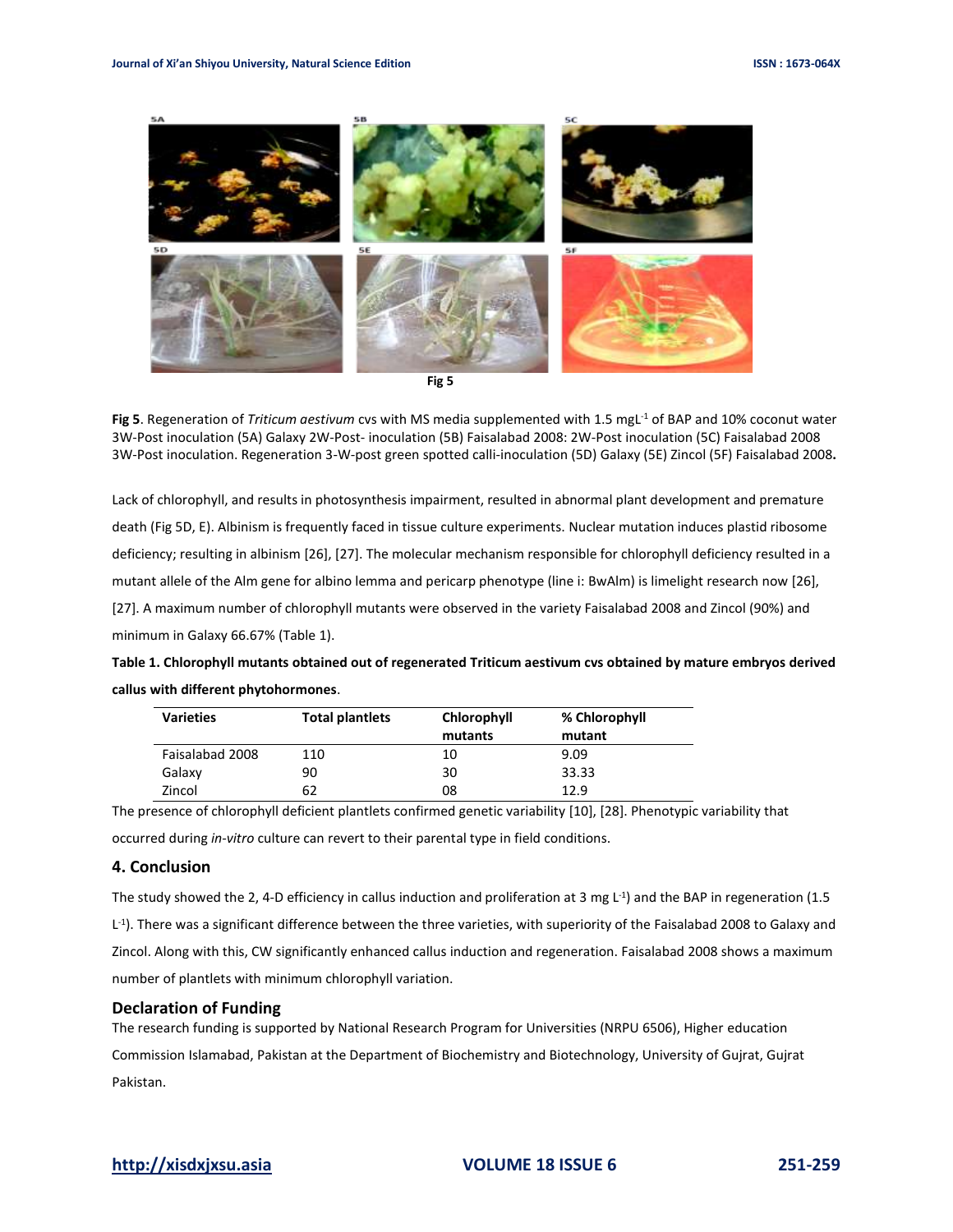Fig 5

**Fig 5**. Regeneration of *Triticum aestivum* cvs with MS media supplemented with 1.5 mgL$^{-1}$ of BAP and 10% coconut water 3W-Post inoculation (5A) Galaxy 2W-Post- inoculation (5B) Faisalabad 2008: 2W-Post inoculation (5C) Faisalabad 2008 3W-Post inoculation. Regeneration 3-W-post green spotted calli-inoculation (5D) Galaxy (5E) Zincol (5F) Faisalabad 2008**.**

Lack of chlorophyll, and results in photosynthesis impairment, resulted in abnormal plant development and premature death (Fig 5D, E). Albinism is frequently faced in tissue culture experiments. Nuclear mutation induces plastid ribosome deficiency; resulting in albinism [26], [27]. The molecular mechanism responsible for chlorophyll deficiency resulted in a mutant allele of the Alm gene for albino lemma and pericarp phenotype (line i: BwAlm) is limelight research now [26], [27]. A maximum number of chlorophyll mutants were observed in the variety Faisalabad 2008 and Zincol (90%) and minimum in Galaxy 66.67% (Table 1).

**Table 1. Chlorophyll mutants obtained out of regenerated Triticum aestivum cvs obtained by mature embryos derived callus with different phytohormones**.

| Varieties | Total plantlets | Chlorophyll mutants | % Chlorophyll mutant |
|---|---|---|---|
| Faisalabad 2008 | 110 | 10 | 9.09 |
| Galaxy | 90 | 30 | 33.33 |
| Zincol | 62 | 08 | 12.9 |

The presence of chlorophyll deficient plantlets confirmed genetic variability [10], [28]. Phenotypic variability that occurred during *in-vitro* culture can revert to their parental type in field conditions.

## 4. Conclusion

The study showed the 2, 4-D efficiency in callus induction and proliferation at 3 mg L$^{-1}$) and the BAP in regeneration (1.5 L$^{-1}$). There was a significant difference between the three varieties, with superiority of the Faisalabad 2008 to Galaxy and Zincol. Along with this, CW significantly enhanced callus induction and regeneration. Faisalabad 2008 shows a maximum number of plantlets with minimum chlorophyll variation.

### Declaration of Funding

The research funding is supported by National Research Program for Universities (NRPU 6506), Higher education Commission Islamabad, Pakistan at the Department of Biochemistry and Biotechnology, University of Gujrat, Gujrat Pakistan.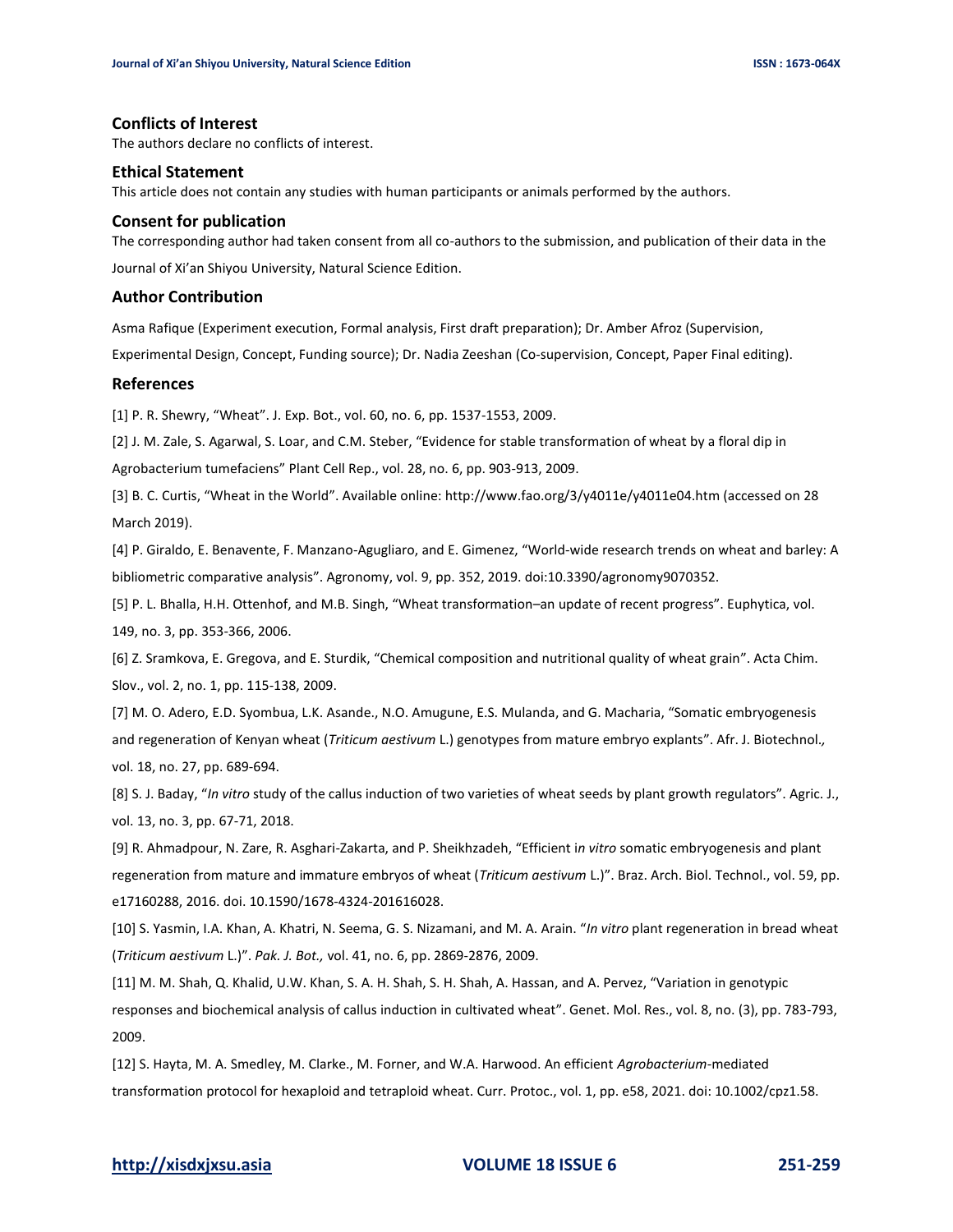## Conflicts of Interest

The authors declare no conflicts of interest.

## Ethical Statement

This article does not contain any studies with human participants or animals performed by the authors.

## Consent for publication

The corresponding author had taken consent from all co-authors to the submission, and publication of their data in the Journal of Xi'an Shiyou University, Natural Science Edition.

## Author Contribution

Asma Rafique (Experiment execution, Formal analysis, First draft preparation); Dr. Amber Afroz (Supervision, Experimental Design, Concept, Funding source); Dr. Nadia Zeeshan (Co-supervision, Concept, Paper Final editing).

## References

[1] P. R. Shewry, "Wheat". J. Exp. Bot., vol. 60, no. 6, pp. 1537-1553, 2009.

[2] J. M. Zale, S. Agarwal, S. Loar, and C.M. Steber, "Evidence for stable transformation of wheat by a floral dip in Agrobacterium tumefaciens" Plant Cell Rep., vol. 28, no. 6, pp. 903-913, 2009.

[3] B. C. Curtis, "Wheat in the World". Available online: http://www.fao.org/3/y4011e/y4011e04.htm (accessed on 28 March 2019).

[4] P. Giraldo, E. Benavente, F. Manzano-Agugliaro, and E. Gimenez, "World-wide research trends on wheat and barley: A bibliometric comparative analysis". Agronomy, vol. 9, pp. 352, 2019. doi:10.3390/agronomy9070352.

[5] P. L. Bhalla, H.H. Ottenhof, and M.B. Singh, "Wheat transformation–an update of recent progress". Euphytica, vol. 149, no. 3, pp. 353-366, 2006.

[6] Z. Sramkova, E. Gregova, and E. Sturdik, "Chemical composition and nutritional quality of wheat grain". Acta Chim. Slov., vol. 2, no. 1, pp. 115-138, 2009.

[7] M. O. Adero, E.D. Syombua, L.K. Asande., N.O. Amugune, E.S. Mulanda, and G. Macharia, "Somatic embryogenesis and regeneration of Kenyan wheat (*Triticum aestivum* L.) genotypes from mature embryo explants". Afr. J. Biotechnol.*,* vol. 18, no. 27, pp. 689-694.

[8] S. J. Baday, "*In vitro* study of the callus induction of two varieties of wheat seeds by plant growth regulators". Agric. J., vol. 13, no. 3, pp. 67-71, 2018.

[9] R. Ahmadpour, N. Zare, R. Asghari-Zakarta, and P. Sheikhzadeh, "Efficient i*n vitro* somatic embryogenesis and plant regeneration from mature and immature embryos of wheat (*Triticum aestivum* L.)". Braz. Arch. Biol. Technol., vol. 59, pp. e17160288, 2016. doi. 10.1590/1678-4324-201616028.

[10] S. Yasmin, I.A. Khan, A. Khatri, N. Seema, G. S. Nizamani, and M. A. Arain. "*In vitro* plant regeneration in bread wheat (*Triticum aestivum* L.)". *Pak. J. Bot.,* vol. 41, no. 6, pp. 2869-2876, 2009.

[11] M. M. Shah, Q. Khalid, U.W. Khan, S. A. H. Shah, S. H. Shah, A. Hassan, and A. Pervez, "Variation in genotypic responses and biochemical analysis of callus induction in cultivated wheat". Genet. Mol. Res., vol. 8, no. (3), pp. 783-793, 2009.

[12] S. Hayta, M. A. Smedley, M. Clarke., M. Forner, and W.A. Harwood. An efficient *Agrobacterium*-mediated transformation protocol for hexaploid and tetraploid wheat. Curr. Protoc., vol. 1, pp. e58, 2021. doi: 10.1002/cpz1.58.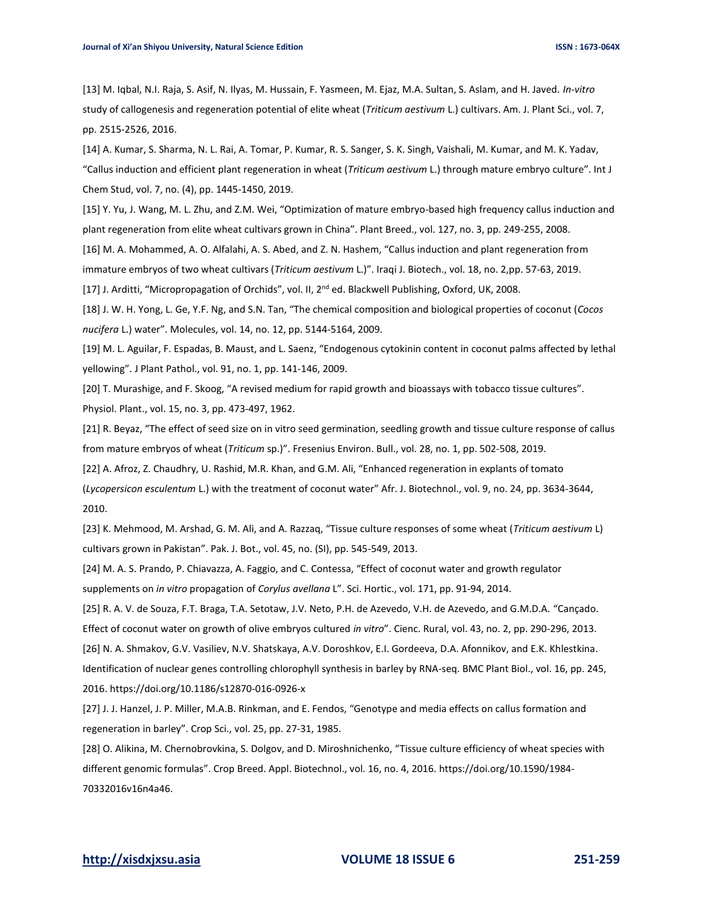[13] M. Iqbal, N.I. Raja, S. Asif, N. Ilyas, M. Hussain, F. Yasmeen, M. Ejaz, M.A. Sultan, S. Aslam, and H. Javed. *In-vitro* study of callogenesis and regeneration potential of elite wheat (*Triticum aestivum* L.) cultivars. Am. J. Plant Sci., vol. 7, pp. 2515-2526, 2016.

[14] A. Kumar, S. Sharma, N. L. Rai, A. Tomar, P. Kumar, R. S. Sanger, S. K. Singh, Vaishali, M. Kumar, and M. K. Yadav, "Callus induction and efficient plant regeneration in wheat (*Triticum aestivum* L.) through mature embryo culture". Int J Chem Stud, vol. 7, no. (4), pp. 1445-1450, 2019.

[15] Y. Yu, J. Wang, M. L. Zhu, and Z.M. Wei, "Optimization of mature embryo-based high frequency callus induction and plant regeneration from elite wheat cultivars grown in China". Plant Breed., vol. 127, no. 3, pp. 249-255, 2008.

[16] M. A. Mohammed, A. O. Alfalahi, A. S. Abed, and Z. N. Hashem, "Callus induction and plant regeneration from immature embryos of two wheat cultivars (*Triticum aestivum* L.)". Iraqi J. Biotech., vol. 18, no. 2,pp. 57-63, 2019.

[17] J. Arditti, "Micropropagation of Orchids", vol. II, 2nd ed. Blackwell Publishing, Oxford, UK, 2008.

[18] J. W. H. Yong, L. Ge, Y.F. Ng, and S.N. Tan, "The chemical composition and biological properties of coconut (*Cocos nucifera* L.) water". Molecules, vol. 14, no. 12, pp. 5144-5164, 2009.

[19] M. L. Aguilar, F. Espadas, B. Maust, and L. Saenz, "Endogenous cytokinin content in coconut palms affected by lethal yellowing". J Plant Pathol., vol. 91, no. 1, pp. 141-146, 2009.

[20] T. Murashige, and F. Skoog, "A revised medium for rapid growth and bioassays with tobacco tissue cultures". Physiol. Plant., vol. 15, no. 3, pp. 473-497, 1962.

[21] R. Beyaz, "The effect of seed size on in vitro seed germination, seedling growth and tissue culture response of callus from mature embryos of wheat (*Triticum* sp.)". Fresenius Environ. Bull., vol. 28, no. 1, pp. 502-508, 2019.

[22] A. Afroz, Z. Chaudhry, U. Rashid, M.R. Khan, and G.M. Ali, "Enhanced regeneration in explants of tomato (*Lycopersicon esculentum* L.) with the treatment of coconut water" Afr. J. Biotechnol., vol. 9, no. 24, pp. 3634-3644, 2010.

[23] K. Mehmood, M. Arshad, G. M. Ali, and A. Razzaq, "Tissue culture responses of some wheat (*Triticum aestivum* L) cultivars grown in Pakistan". Pak. J. Bot., vol. 45, no. (SI), pp. 545-549, 2013.

[24] M. A. S. Prando, P. Chiavazza, A. Faggio, and C. Contessa, "Effect of coconut water and growth regulator supplements on *in vitro* propagation of *Corylus avellana* L". Sci. Hortic., vol. 171, pp. 91-94, 2014.

[25] R. A. V. de Souza, F.T. Braga, T.A. Setotaw, J.V. Neto, P.H. de Azevedo, V.H. de Azevedo, and G.M.D.A. "Cançado. Effect of coconut water on growth of olive embryos cultured *in vitro*". Cienc. Rural, vol. 43, no. 2, pp. 290-296, 2013.

[26] N. A. Shmakov, G.V. Vasiliev, N.V. Shatskaya, A.V. Doroshkov, E.I. Gordeeva, D.A. Afonnikov, and E.K. Khlestkina. Identification of nuclear genes controlling chlorophyll synthesis in barley by RNA-seq. BMC Plant Biol., vol. 16, pp. 245, 2016. https://doi.org/10.1186/s12870-016-0926-x

[27] J. J. Hanzel, J. P. Miller, M.A.B. Rinkman, and E. Fendos, "Genotype and media effects on callus formation and regeneration in barley". Crop Sci., vol. 25, pp. 27-31, 1985.

[28] O. Alikina, M. Chernobrovkina, S. Dolgov, and D. Miroshnichenko, "Tissue culture efficiency of wheat species with different genomic formulas". Crop Breed. Appl. Biotechnol., vol. 16, no. 4, 2016. https://doi.org/10.1590/1984-70332016v16n4a46.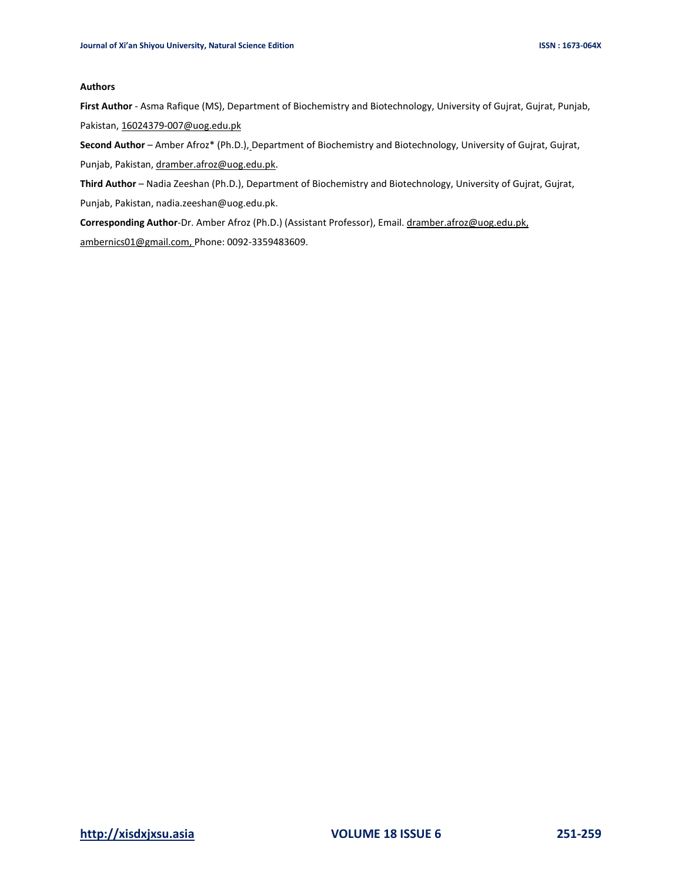**Authors**

**First Author** - Asma Rafique (MS), Department of Biochemistry and Biotechnology, University of Gujrat, Gujrat, Punjab, Pakistan, 16024379-007@uog.edu.pk

**Second Author** – Amber Afroz* (Ph.D.), Department of Biochemistry and Biotechnology, University of Gujrat, Gujrat, Punjab, Pakistan, dramber.afroz@uog.edu.pk.

**Third Author** – Nadia Zeeshan (Ph.D.), Department of Biochemistry and Biotechnology, University of Gujrat, Gujrat, Punjab, Pakistan, nadia.zeeshan@uog.edu.pk.

**Corresponding Author**-Dr. Amber Afroz (Ph.D.) (Assistant Professor), Email. dramber.afroz@uog.edu.pk, ambernics01@gmail.com, Phone: 0092-3359483609.